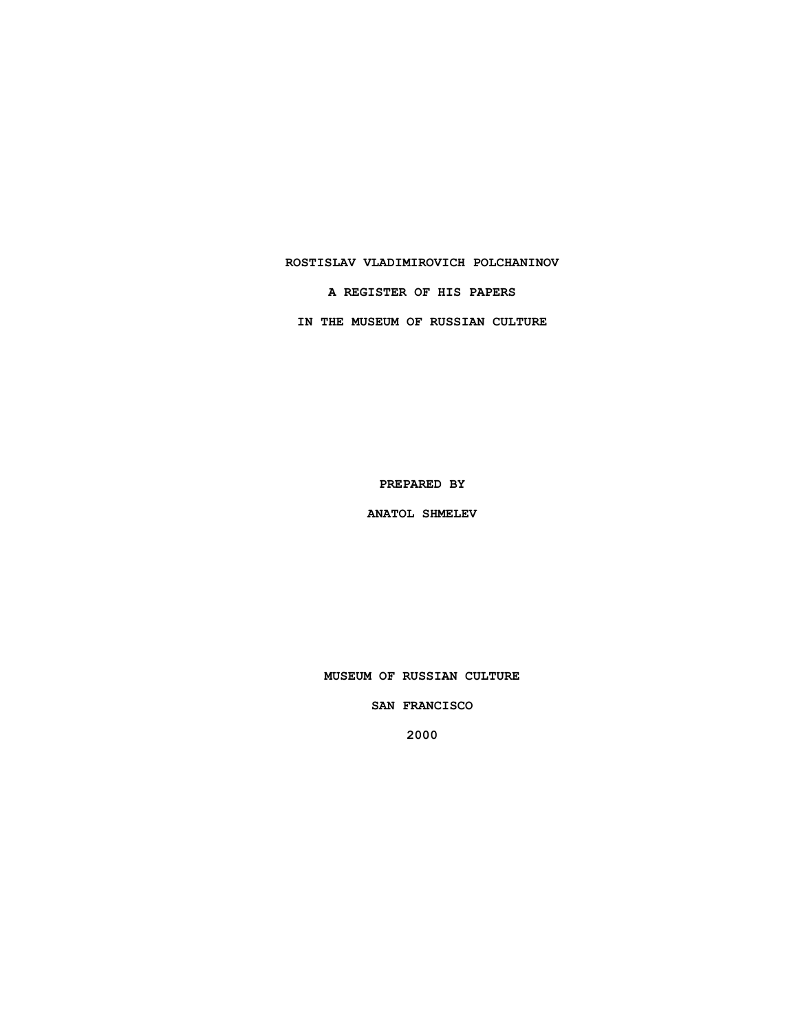# ROSTISLAV VLADIMIROVICH POLCHANINOV

# A REGISTER OF HIS PAPERS

# IN THE MUSEUM OF RUSSIAN CULTURE

**PREPARED BY**

**ANATOL SHMELEV**

**MUSEUM OF RUSSIAN CULTURE**

**SAN FRANCISCO**

**2000**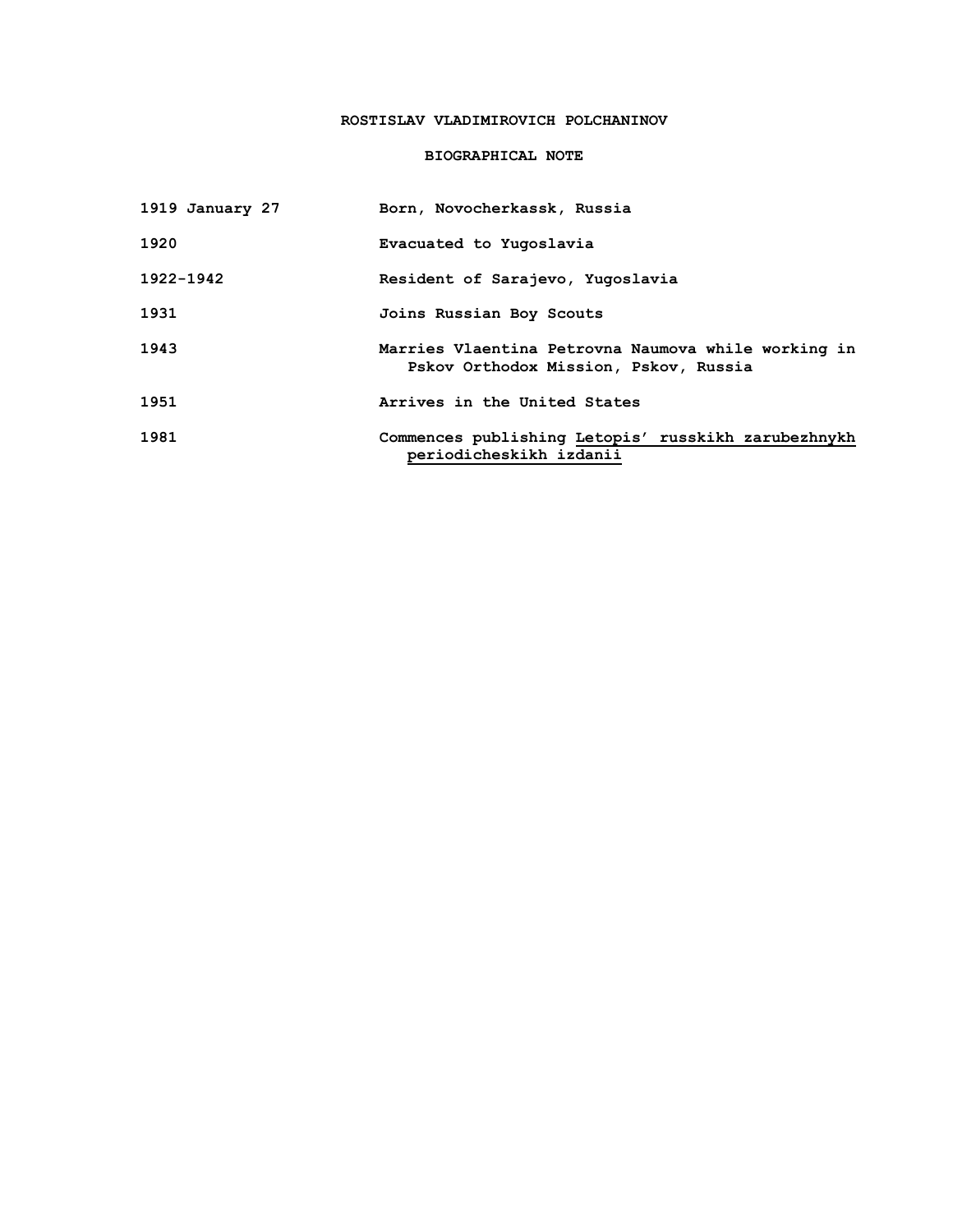# ROSTISLAV VLADIMIROVICH POLCHANINOV

## BIOGRAPHICAL NOTE

| | |
|---|---|
| 1919 January 27 | Born, Novocherkassk, Russia |
| 1920 | Evacuated to Yugoslavia |
| 1922-1942 | Resident of Sarajevo, Yugoslavia |
| 1931 | Joins Russian Boy Scouts |
| 1943 | Marries Vlaentina Petrovna Naumova while working in Pskov Orthodox Mission, Pskov, Russia |
| 1951 | Arrives in the United States |
| 1981 | Commences publishing <u>Letopis' russkikh zarubezhnykh periodicheskikh izdanii</u> |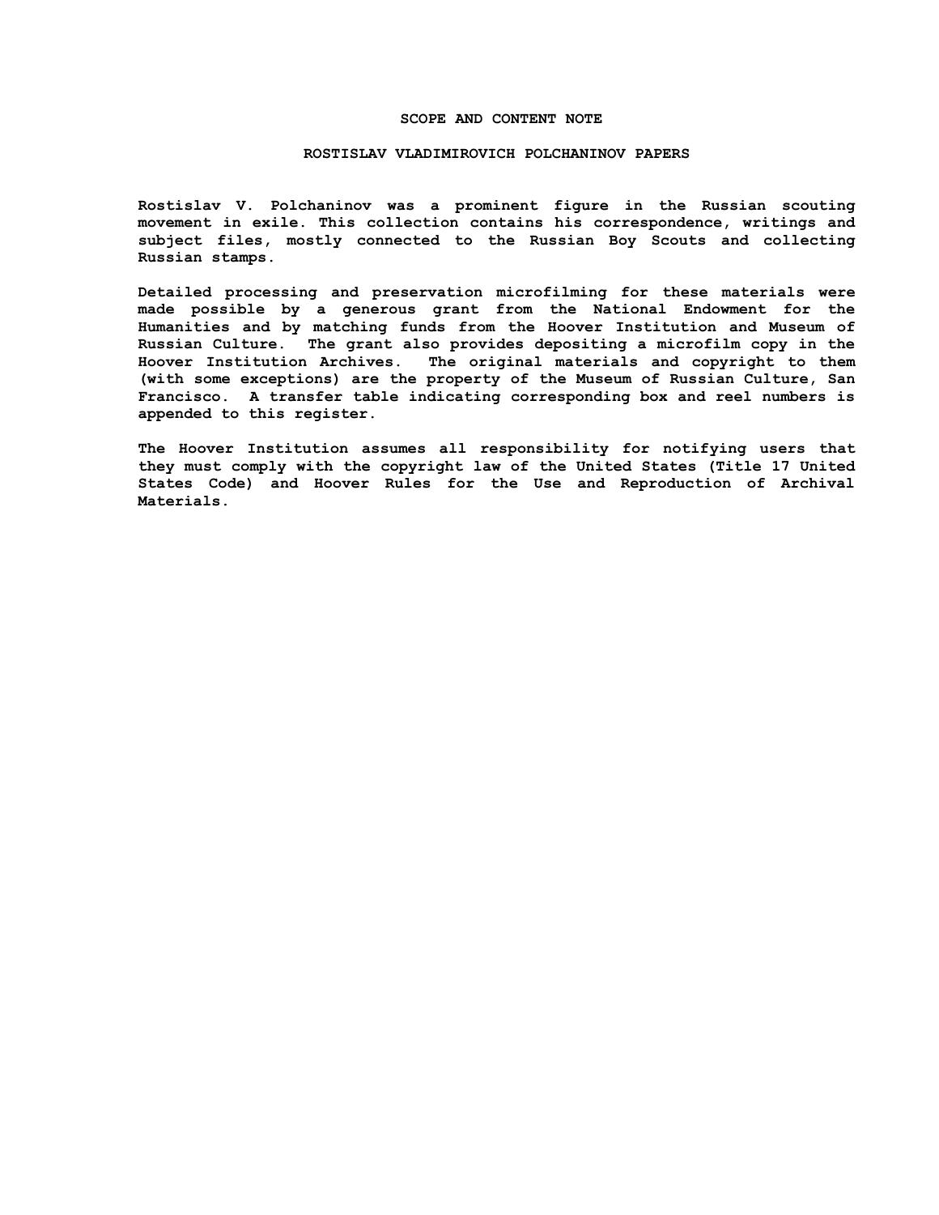## SCOPE AND CONTENT NOTE

### ROSTISLAV VLADIMIROVICH POLCHANINOV PAPERS

Rostislav V. Polchaninov was a prominent figure in the Russian scouting movement in exile. This collection contains his correspondence, writings and subject files, mostly connected to the Russian Boy Scouts and collecting Russian stamps.

Detailed processing and preservation microfilming for these materials were made possible by a generous grant from the National Endowment for the Humanities and by matching funds from the Hoover Institution and Museum of Russian Culture. The grant also provides depositing a microfilm copy in the Hoover Institution Archives. The original materials and copyright to them (with some exceptions) are the property of the Museum of Russian Culture, San Francisco. A transfer table indicating corresponding box and reel numbers is appended to this register.

The Hoover Institution assumes all responsibility for notifying users that they must comply with the copyright law of the United States (Title 17 United States Code) and Hoover Rules for the Use and Reproduction of Archival Materials.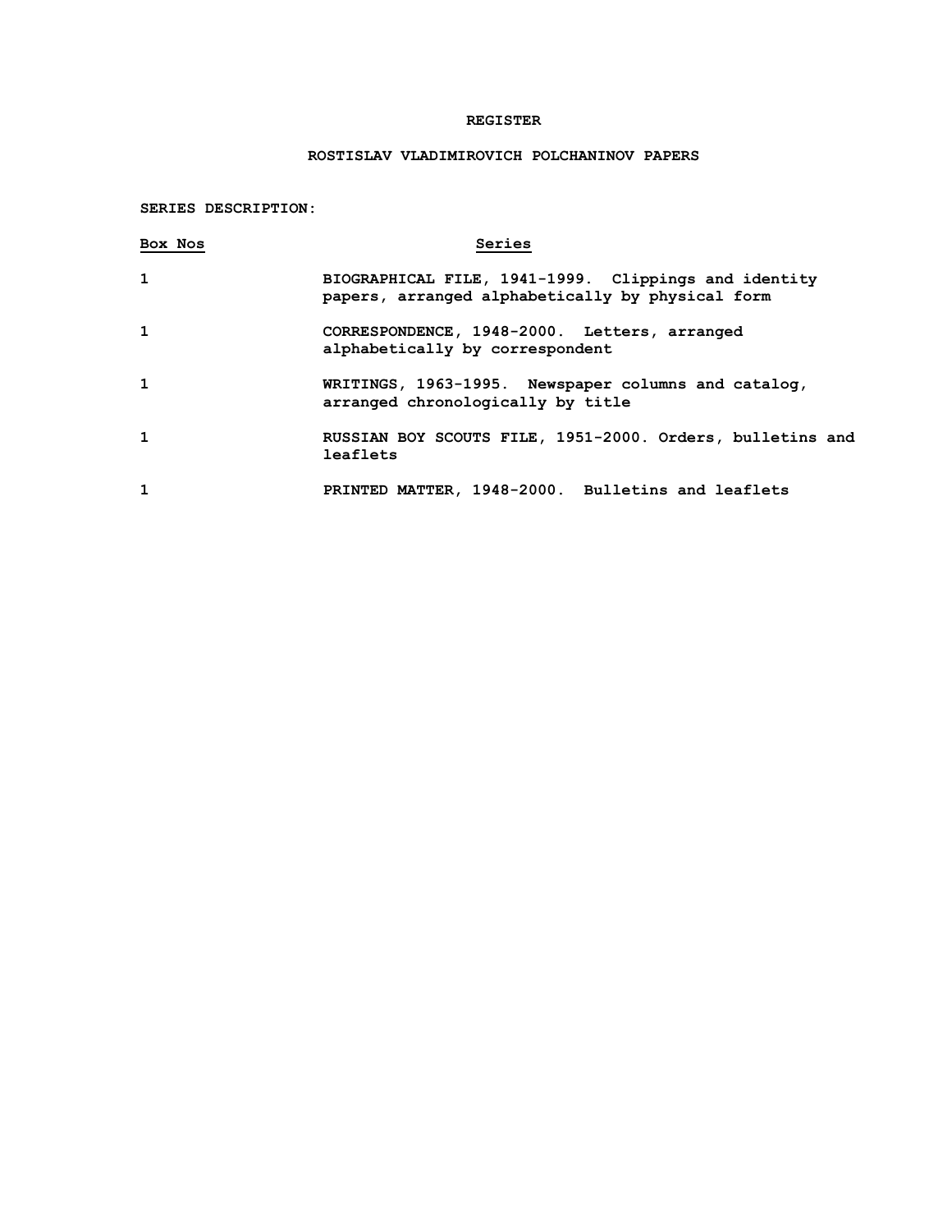**REGISTER**

**ROSTISLAV VLADIMIROVICH POLCHANINOV PAPERS**

**SERIES DESCRIPTION:**

| Box Nos | Series |
|---|---|
| 1 | BIOGRAPHICAL FILE, 1941-1999. Clippings and identity papers, arranged alphabetically by physical form |
| 1 | CORRESPONDENCE, 1948-2000. Letters, arranged alphabetically by correspondent |
| 1 | WRITINGS, 1963-1995. Newspaper columns and catalog, arranged chronologically by title |
| 1 | RUSSIAN BOY SCOUTS FILE, 1951-2000. Orders, bulletins and leaflets |
| 1 | PRINTED MATTER, 1948-2000. Bulletins and leaflets |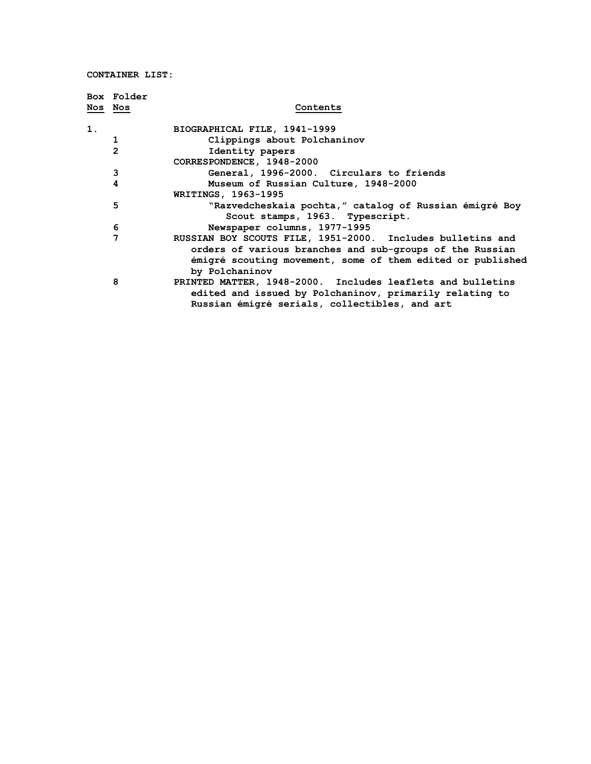**CONTAINER LIST:**

| Box Nos | Folder Nos | Contents |
|---|---|---|
| 1. | | BIOGRAPHICAL FILE, 1941-1999 |
| | 1 | Clippings about Polchaninov |
| | 2 | Identity papers |
| | | CORRESPONDENCE, 1948-2000 |
| | 3 | General, 1996-2000. Circulars to friends |
| | 4 | Museum of Russian Culture, 1948-2000 |
| | | WRITINGS, 1963-1995 |
| | 5 | "Razvedcheskaia pochta," catalog of Russian émigré Boy Scout stamps, 1963. Typescript. |
| | 6 | Newspaper columns, 1977-1995 |
| | 7 | RUSSIAN BOY SCOUTS FILE, 1951-2000. Includes bulletins and orders of various branches and sub-groups of the Russian émigré scouting movement, some of them edited or published by Polchaninov |
| | 8 | PRINTED MATTER, 1948-2000. Includes leaflets and bulletins edited and issued by Polchaninov, primarily relating to Russian émigré serials, collectibles, and art |